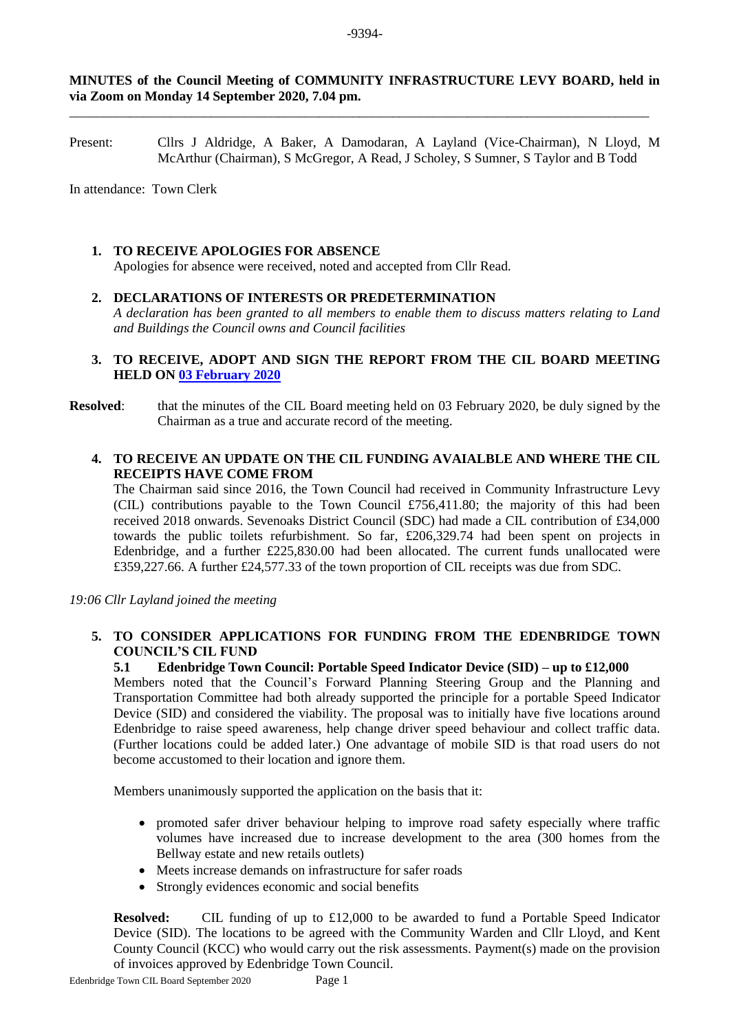**MINUTES of the Council Meeting of COMMUNITY INFRASTRUCTURE LEVY BOARD, held in via Zoom on Monday 14 September 2020, 7.04 pm.**

---

Present: Cllrs J Aldridge, A Baker, A Damodaran, A Layland (Vice-Chairman), N Lloyd, M McArthur (Chairman), S McGregor, A Read, J Scholey, S Sumner, S Taylor and B Todd

In attendance: Town Clerk

1. **TO RECEIVE APOLOGIES FOR ABSENCE**
   Apologies for absence were received, noted and accepted from Cllr Read.

2. **DECLARATIONS OF INTERESTS OR PREDETERMINATION**
   *A declaration has been granted to all members to enable them to discuss matters relating to Land and Buildings the Council owns and Council facilities*

3. **TO RECEIVE, ADOPT AND SIGN THE REPORT FROM THE CIL BOARD MEETING HELD ON 03 February 2020**

**Resolved**: that the minutes of the CIL Board meeting held on 03 February 2020, be duly signed by the Chairman as a true and accurate record of the meeting.

4. **TO RECEIVE AN UPDATE ON THE CIL FUNDING AVAIALBLE AND WHERE THE CIL RECEIPTS HAVE COME FROM**
   The Chairman said since 2016, the Town Council had received in Community Infrastructure Levy (CIL) contributions payable to the Town Council £756,411.80; the majority of this had been received 2018 onwards. Sevenoaks District Council (SDC) had made a CIL contribution of £34,000 towards the public toilets refurbishment. So far, £206,329.74 had been spent on projects in Edenbridge, and a further £225,830.00 had been allocated. The current funds unallocated were £359,227.66. A further £24,577.33 of the town proportion of CIL receipts was due from SDC.

*19:06 Cllr Layland joined the meeting*

5. **TO CONSIDER APPLICATIONS FOR FUNDING FROM THE EDENBRIDGE TOWN COUNCIL'S CIL FUND**

   **5.1 Edenbridge Town Council: Portable Speed Indicator Device (SID) – up to £12,000**

   Members noted that the Council's Forward Planning Steering Group and the Planning and Transportation Committee had both already supported the principle for a portable Speed Indicator Device (SID) and considered the viability. The proposal was to initially have five locations around Edenbridge to raise speed awareness, help change driver speed behaviour and collect traffic data. (Further locations could be added later.) One advantage of mobile SID is that road users do not become accustomed to their location and ignore them.

   Members unanimously supported the application on the basis that it:

   - promoted safer driver behaviour helping to improve road safety especially where traffic volumes have increased due to increase development to the area (300 homes from the Bellway estate and new retails outlets)
   - Meets increase demands on infrastructure for safer roads
   - Strongly evidences economic and social benefits

   **Resolved:** CIL funding of up to £12,000 to be awarded to fund a Portable Speed Indicator Device (SID). The locations to be agreed with the Community Warden and Cllr Lloyd, and Kent County Council (KCC) who would carry out the risk assessments. Payment(s) made on the provision of invoices approved by Edenbridge Town Council.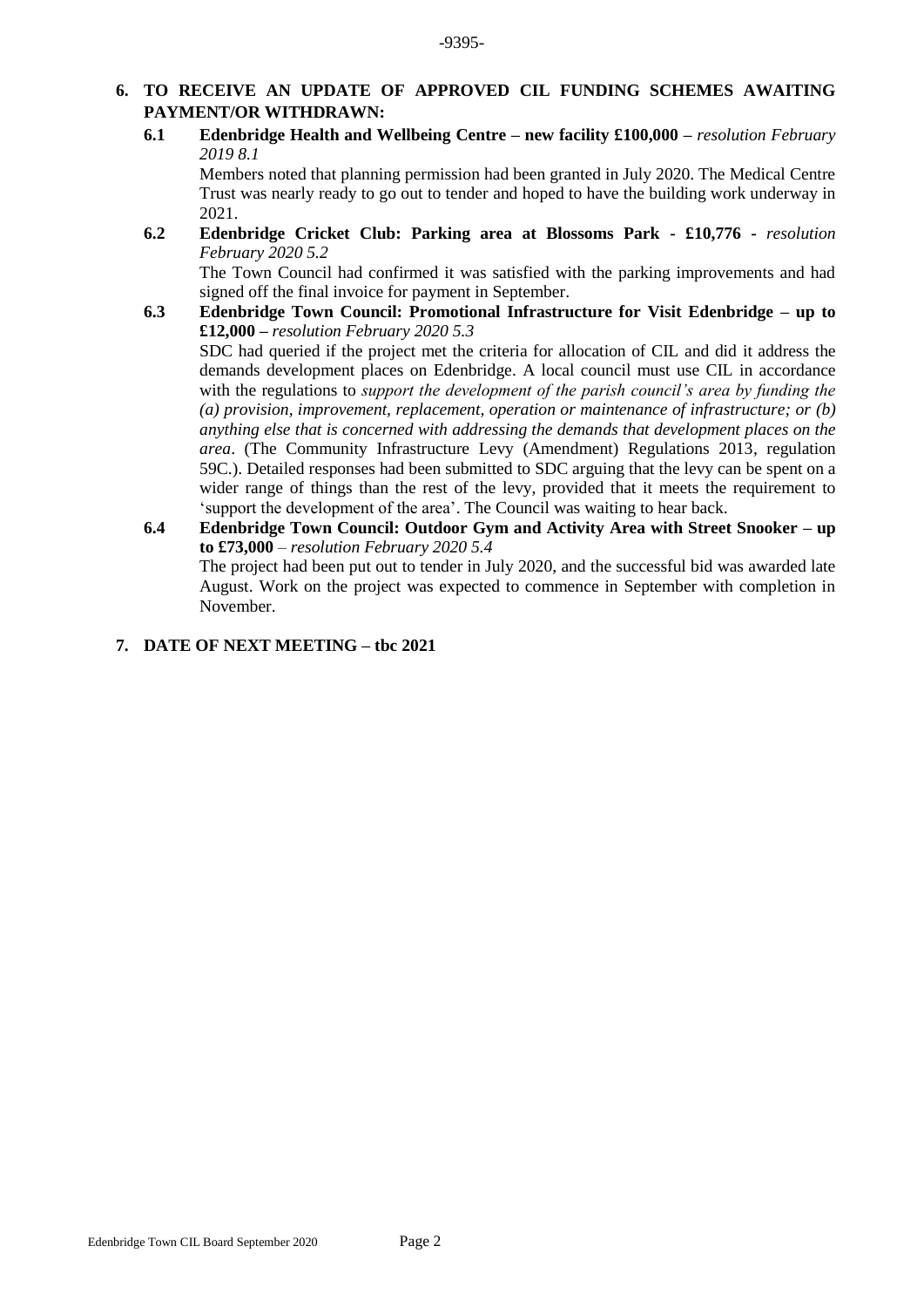**6. TO RECEIVE AN UPDATE OF APPROVED CIL FUNDING SCHEMES AWAITING PAYMENT/OR WITHDRAWN:**

**6.1 Edenbridge Health and Wellbeing Centre – new facility £100,000** – *resolution February 2019 8.1*

Members noted that planning permission had been granted in July 2020. The Medical Centre Trust was nearly ready to go out to tender and hoped to have the building work underway in 2021.

**6.2 Edenbridge Cricket Club: Parking area at Blossoms Park - £10,776** - *resolution February 2020 5.2*

The Town Council had confirmed it was satisfied with the parking improvements and had signed off the final invoice for payment in September.

**6.3 Edenbridge Town Council: Promotional Infrastructure for Visit Edenbridge – up to £12,000** – *resolution February 2020 5.3*

SDC had queried if the project met the criteria for allocation of CIL and did it address the demands development places on Edenbridge. A local council must use CIL in accordance with the regulations to *support the development of the parish council's area by funding the (a) provision, improvement, replacement, operation or maintenance of infrastructure; or (b) anything else that is concerned with addressing the demands that development places on the area*. (The Community Infrastructure Levy (Amendment) Regulations 2013, regulation 59C.). Detailed responses had been submitted to SDC arguing that the levy can be spent on a wider range of things than the rest of the levy, provided that it meets the requirement to 'support the development of the area'. The Council was waiting to hear back.

**6.4 Edenbridge Town Council: Outdoor Gym and Activity Area with Street Snooker – up to £73,000** – *resolution February 2020 5.4*

The project had been put out to tender in July 2020, and the successful bid was awarded late August. Work on the project was expected to commence in September with completion in November.

**7. DATE OF NEXT MEETING – tbc 2021**